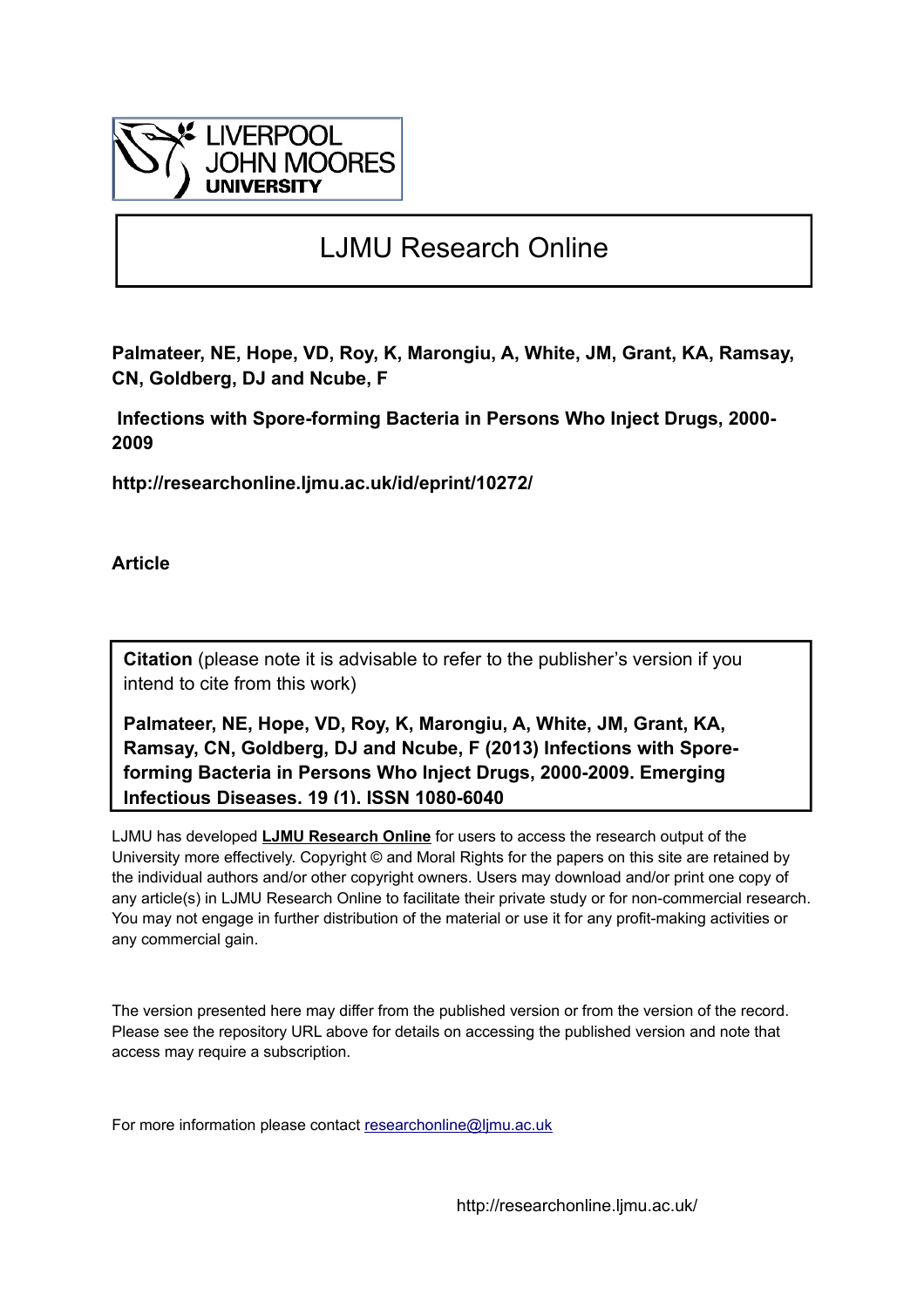LIVERPOOL JOHN MOORES UNIVERSITY

# LJMU Research Online

**Palmateer, NE, Hope, VD, Roy, K, Marongiu, A, White, JM, Grant, KA, Ramsay, CN, Goldberg, DJ and Ncube, F**

**Infections with Spore-forming Bacteria in Persons Who Inject Drugs, 2000-2009**

**http://researchonline.ljmu.ac.uk/id/eprint/10272/**

**Article**

**Citation** (please note it is advisable to refer to the publisher's version if you intend to cite from this work)

**Palmateer, NE, Hope, VD, Roy, K, Marongiu, A, White, JM, Grant, KA, Ramsay, CN, Goldberg, DJ and Ncube, F (2013) Infections with Spore-forming Bacteria in Persons Who Inject Drugs, 2000-2009. Emerging Infectious Diseases. 19 (1). ISSN 1080-6040**

LJMU has developed **LJMU Research Online** for users to access the research output of the University more effectively. Copyright © and Moral Rights for the papers on this site are retained by the individual authors and/or other copyright owners. Users may download and/or print one copy of any article(s) in LJMU Research Online to facilitate their private study or for non-commercial research. You may not engage in further distribution of the material or use it for any profit-making activities or any commercial gain.

The version presented here may differ from the published version or from the version of the record. Please see the repository URL above for details on accessing the published version and note that access may require a subscription.

For more information please contact researchonline@ljmu.ac.uk

http://researchonline.ljmu.ac.uk/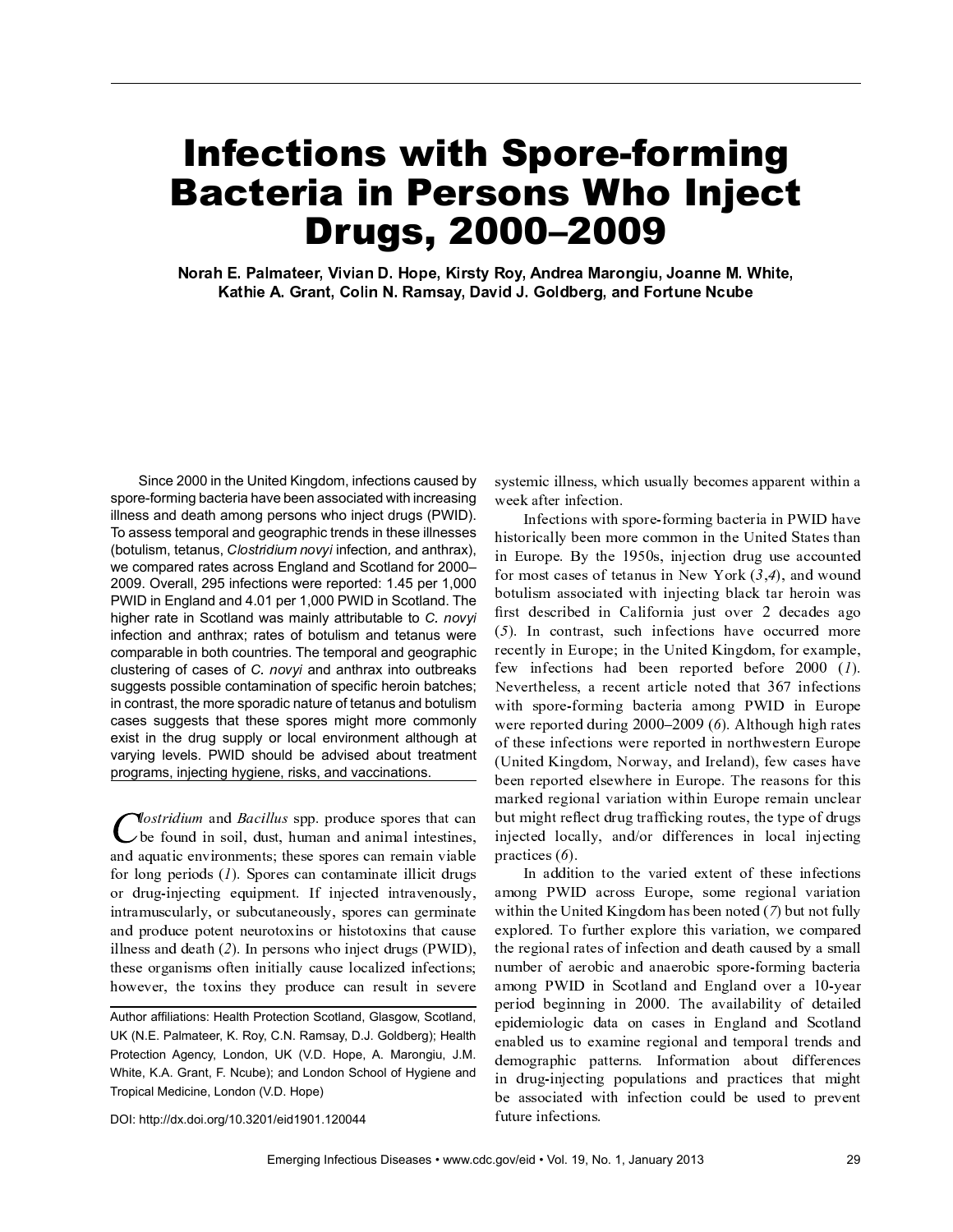# Infections with Spore-forming Bacteria in Persons Who Inject Drugs, 2000–2009

**Norah E. Palmateer, Vivian D. Hope, Kirsty Roy, Andrea Marongiu, Joanne M. White, Kathie A. Grant, Colin N. Ramsay, David J. Goldberg, and Fortune Ncube**

Since 2000 in the United Kingdom, infections caused by spore-forming bacteria have been associated with increasing illness and death among persons who inject drugs (PWID). To assess temporal and geographic trends in these illnesses (botulism, tetanus, *Clostridium novyi* infection, and anthrax), we compared rates across England and Scotland for 2000–2009. Overall, 295 infections were reported: 1.45 per 1,000 PWID in England and 4.01 per 1,000 PWID in Scotland. The higher rate in Scotland was mainly attributable to *C. novyi* infection and anthrax; rates of botulism and tetanus were comparable in both countries. The temporal and geographic clustering of cases of *C. novyi* and anthrax into outbreaks suggests possible contamination of specific heroin batches; in contrast, the more sporadic nature of tetanus and botulism cases suggests that these spores might more commonly exist in the drug supply or local environment although at varying levels. PWID should be advised about treatment programs, injecting hygiene, risks, and vaccinations.

*Clostridium* and *Bacillus* spp. produce spores that can be found in soil, dust, human and animal intestines, and aquatic environments; these spores can remain viable for long periods (*1*). Spores can contaminate illicit drugs or drug-injecting equipment. If injected intravenously, intramuscularly, or subcutaneously, spores can germinate and produce potent neurotoxins or histotoxins that cause illness and death (*2*). In persons who inject drugs (PWID), these organisms often initially cause localized infections; however, the toxins they produce can result in severe systemic illness, which usually becomes apparent within a week after infection.

Infections with spore-forming bacteria in PWID have historically been more common in the United States than in Europe. By the 1950s, injection drug use accounted for most cases of tetanus in New York (*3*,*4*), and wound botulism associated with injecting black tar heroin was first described in California just over 2 decades ago (*5*). In contrast, such infections have occurred more recently in Europe; in the United Kingdom, for example, few infections had been reported before 2000 (*1*). Nevertheless, a recent article noted that 367 infections with spore-forming bacteria among PWID in Europe were reported during 2000–2009 (*6*). Although high rates of these infections were reported in northwestern Europe (United Kingdom, Norway, and Ireland), few cases have been reported elsewhere in Europe. The reasons for this marked regional variation within Europe remain unclear but might reflect drug trafficking routes, the type of drugs injected locally, and/or differences in local injecting practices (*6*).

In addition to the varied extent of these infections among PWID across Europe, some regional variation within the United Kingdom has been noted (*7*) but not fully explored. To further explore this variation, we compared the regional rates of infection and death caused by a small number of aerobic and anaerobic spore-forming bacteria among PWID in Scotland and England over a 10-year period beginning in 2000. The availability of detailed epidemiologic data on cases in England and Scotland enabled us to examine regional and temporal trends and demographic patterns. Information about differences in drug-injecting populations and practices that might be associated with infection could be used to prevent future infections.

Author affiliations: Health Protection Scotland, Glasgow, Scotland, UK (N.E. Palmateer, K. Roy, C.N. Ramsay, D.J. Goldberg); Health Protection Agency, London, UK (V.D. Hope, A. Marongiu, J.M. White, K.A. Grant, F. Ncube); and London School of Hygiene and Tropical Medicine, London (V.D. Hope)

DOI: http://dx.doi.org/10.3201/eid1901.120044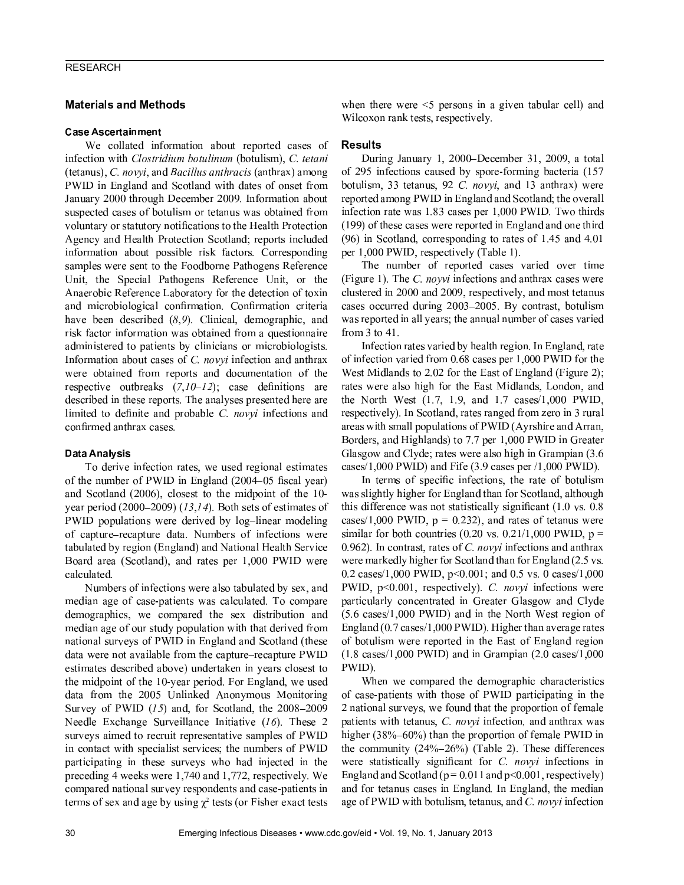## Materials and Methods

### Case Ascertainment

We collated information about reported cases of infection with *Clostridium botulinum* (botulism), *C. tetani* (tetanus), *C. novyi*, and *Bacillus anthracis* (anthrax) among PWID in England and Scotland with dates of onset from January 2000 through December 2009. Information about suspected cases of botulism or tetanus was obtained from voluntary or statutory notifications to the Health Protection Agency and Health Protection Scotland; reports included information about possible risk factors. Corresponding samples were sent to the Foodborne Pathogens Reference Unit, the Special Pathogens Reference Unit, or the Anaerobic Reference Laboratory for the detection of toxin and microbiological confirmation. Confirmation criteria have been described (*8*,*9*). Clinical, demographic, and risk factor information was obtained from a questionnaire administered to patients by clinicians or microbiologists. Information about cases of *C. novyi* infection and anthrax were obtained from reports and documentation of the respective outbreaks (*7*,*10*–*12*); case definitions are described in these reports. The analyses presented here are limited to definite and probable *C. novyi* infections and confirmed anthrax cases.

### Data Analysis

To derive infection rates, we used regional estimates of the number of PWID in England (2004–05 fiscal year) and Scotland (2006), closest to the midpoint of the 10-year period (2000–2009) (*13*,*14*). Both sets of estimates of PWID populations were derived by log–linear modeling of capture–recapture data. Numbers of infections were tabulated by region (England) and National Health Service Board area (Scotland), and rates per 1,000 PWID were calculated.

Numbers of infections were also tabulated by sex, and median age of case-patients was calculated. To compare demographics, we compared the sex distribution and median age of our study population with that derived from national surveys of PWID in England and Scotland (these data were not available from the capture–recapture PWID estimates described above) undertaken in years closest to the midpoint of the 10-year period. For England, we used data from the 2005 Unlinked Anonymous Monitoring Survey of PWID (*15*) and, for Scotland, the 2008–2009 Needle Exchange Surveillance Initiative (*16*). These 2 surveys aimed to recruit representative samples of PWID in contact with specialist services; the numbers of PWID participating in these surveys who had injected in the preceding 4 weeks were 1,740 and 1,772, respectively. We compared national survey respondents and case-patients in terms of sex and age by using $\chi^2$ tests (or Fisher exact tests when there were <5 persons in a given tabular cell) and Wilcoxon rank tests, respectively.

## Results

During January 1, 2000–December 31, 2009, a total of 295 infections caused by spore-forming bacteria (157 botulism, 33 tetanus, 92 *C. novyi*, and 13 anthrax) were reported among PWID in England and Scotland; the overall infection rate was 1.83 cases per 1,000 PWID. Two thirds (199) of these cases were reported in England and one third (96) in Scotland, corresponding to rates of 1.45 and 4.01 per 1,000 PWID, respectively (Table 1).

The number of reported cases varied over time (Figure 1). The *C. noyvi* infections and anthrax cases were clustered in 2000 and 2009, respectively, and most tetanus cases occurred during 2003–2005. By contrast, botulism was reported in all years; the annual number of cases varied from 3 to 41.

Infection rates varied by health region. In England, rate of infection varied from 0.68 cases per 1,000 PWID for the West Midlands to 2.02 for the East of England (Figure 2); rates were also high for the East Midlands, London, and the North West (1.7, 1.9, and 1.7 cases/1,000 PWID, respectively). In Scotland, rates ranged from zero in 3 rural areas with small populations of PWID (Ayrshire and Arran, Borders, and Highlands) to 7.7 per 1,000 PWID in Greater Glasgow and Clyde; rates were also high in Grampian (3.6 cases/1,000 PWID) and Fife (3.9 cases per /1,000 PWID).

In terms of specific infections, the rate of botulism was slightly higher for England than for Scotland, although this difference was not statistically significant (1.0 vs. 0.8 cases/1,000 PWID, $p = 0.232$), and rates of tetanus were similar for both countries (0.20 vs. 0.21/1,000 PWID, $p = 0.962$). In contrast, rates of *C. novyi* infections and anthrax were markedly higher for Scotland than for England (2.5 vs. 0.2 cases/1,000 PWID, $p<0.001$; and 0.5 vs. 0 cases/1,000 PWID, $p<0.001$, respectively). *C. novyi* infections were particularly concentrated in Greater Glasgow and Clyde (5.6 cases/1,000 PWID) and in the North West region of England (0.7 cases/1,000 PWID). Higher than average rates of botulism were reported in the East of England region (1.8 cases/1,000 PWID) and in Grampian (2.0 cases/1,000 PWID).

When we compared the demographic characteristics of case-patients with those of PWID participating in the 2 national surveys, we found that the proportion of female patients with tetanus, *C. novyi* infection, and anthrax was higher (38%–60%) than the proportion of female PWID in the community (24%–26%) (Table 2). These differences were statistically significant for *C. novyi* infections in England and Scotland ($p = 0.011$ and $p<0.001$, respectively) and for tetanus cases in England. In England, the median age of PWID with botulism, tetanus, and *C. novyi* infection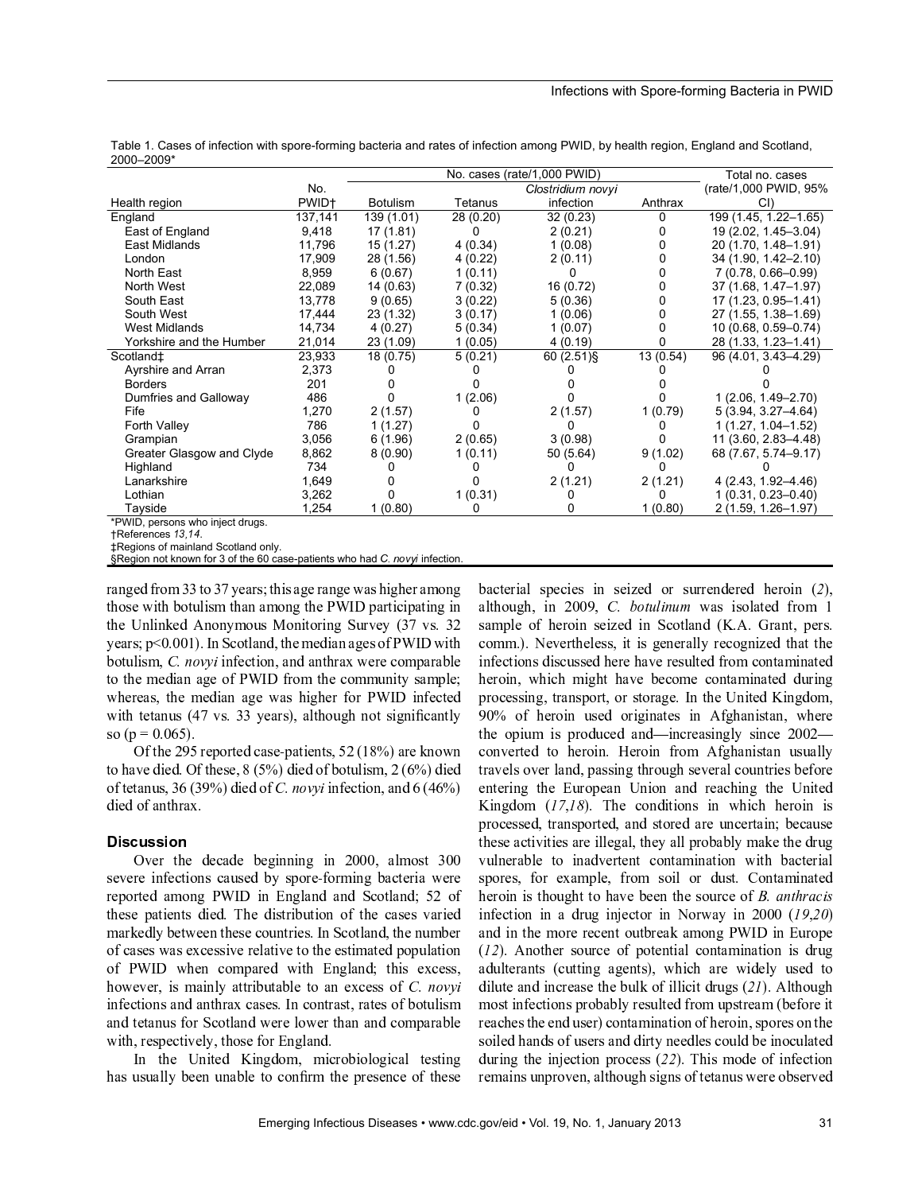Table 1. Cases of infection with spore-forming bacteria and rates of infection among PWID, by health region, England and Scotland, 2000–2009*

| Health region | No. PWID† | No. cases (rate/1,000 PWID) | | | | Total no. cases (rate/1,000 PWID, 95% CI) |
|---|---|---|---|---|---|---|
| | | Botulism | Tetanus | *Clostridium novyi* infection | Anthrax | |
| England | 137,141 | 139 (1.01) | 28 (0.20) | 32 (0.23) | 0 | 199 (1.45, 1.22–1.65) |
| East of England | 9,418 | 17 (1.81) | 0 | 2 (0.21) | 0 | 19 (2.02, 1.45–3.04) |
| East Midlands | 11,796 | 15 (1.27) | 4 (0.34) | 1 (0.08) | 0 | 20 (1.70, 1.48–1.91) |
| London | 17,909 | 28 (1.56) | 4 (0.22) | 2 (0.11) | 0 | 34 (1.90, 1.42–2.10) |
| North East | 8,959 | 6 (0.67) | 1 (0.11) | 0 | 0 | 7 (0.78, 0.66–0.99) |
| North West | 22,089 | 14 (0.63) | 7 (0.32) | 16 (0.72) | 0 | 37 (1.68, 1.47–1.97) |
| South East | 13,778 | 9 (0.65) | 3 (0.22) | 5 (0.36) | 0 | 17 (1.23, 0.95–1.41) |
| South West | 17,444 | 23 (1.32) | 3 (0.17) | 1 (0.06) | 0 | 27 (1.55, 1.38–1.69) |
| West Midlands | 14,734 | 4 (0.27) | 5 (0.34) | 1 (0.07) | 0 | 10 (0.68, 0.59–0.74) |
| Yorkshire and the Humber | 21,014 | 23 (1.09) | 1 (0.05) | 4 (0.19) | 0 | 28 (1.33, 1.23–1.41) |
| Scotland‡ | 23,933 | 18 (0.75) | 5 (0.21) | 60 (2.51)§ | 13 (0.54) | 96 (4.01, 3.43–4.29) |
| Ayrshire and Arran | 2,373 | 0 | 0 | 0 | 0 | 0 |
| Borders | 201 | 0 | 0 | 0 | 0 | 0 |
| Dumfries and Galloway | 486 | 0 | 1 (2.06) | 0 | 0 | 1 (2.06, 1.49–2.70) |
| Fife | 1,270 | 2 (1.57) | 0 | 2 (1.57) | 1 (0.79) | 5 (3.94, 3.27–4.64) |
| Forth Valley | 786 | 1 (1.27) | 0 | 0 | 0 | 1 (1.27, 1.04–1.52) |
| Grampian | 3,056 | 6 (1.96) | 2 (0.65) | 3 (0.98) | 0 | 11 (3.60, 2.83–4.48) |
| Greater Glasgow and Clyde | 8,862 | 8 (0.90) | 1 (0.11) | 50 (5.64) | 9 (1.02) | 68 (7.67, 5.74–9.17) |
| Highland | 734 | 0 | 0 | 0 | 0 | 0 |
| Lanarkshire | 1,649 | 0 | 0 | 2 (1.21) | 2 (1.21) | 4 (2.43, 1.92–4.46) |
| Lothian | 3,262 | 0 | 1 (0.31) | 0 | 0 | 1 (0.31, 0.23–0.40) |
| Tayside | 1,254 | 1 (0.80) | 0 | 0 | 1 (0.80) | 2 (1.59, 1.26–1.97) |

*PWID, persons who inject drugs.
†References *13*,*14*.
‡Regions of mainland Scotland only.
§Region not known for 3 of the 60 case-patients who had *C. novyi* infection.

ranged from 33 to 37 years; this age range was higher among those with botulism than among the PWID participating in the Unlinked Anonymous Monitoring Survey (37 vs. 32 years; $p<0.001$). In Scotland, the median ages of PWID with botulism, *C. novyi* infection, and anthrax were comparable to the median age of PWID from the community sample; whereas, the median age was higher for PWID infected with tetanus (47 vs. 33 years), although not significantly so ($p = 0.065$).

Of the 295 reported case-patients, 52 (18%) are known to have died. Of these, 8 (5%) died of botulism, 2 (6%) died of tetanus, 36 (39%) died of *C. novyi* infection, and 6 (46%) died of anthrax.

## Discussion

Over the decade beginning in 2000, almost 300 severe infections caused by spore-forming bacteria were reported among PWID in England and Scotland; 52 of these patients died. The distribution of the cases varied markedly between these countries. In Scotland, the number of cases was excessive relative to the estimated population of PWID when compared with England; this excess, however, is mainly attributable to an excess of *C. novyi* infections and anthrax cases. In contrast, rates of botulism and tetanus for Scotland were lower than and comparable with, respectively, those for England.

In the United Kingdom, microbiological testing has usually been unable to confirm the presence of these bacterial species in seized or surrendered heroin (*2*), although, in 2009, *C. botulinum* was isolated from 1 sample of heroin seized in Scotland (K.A. Grant, pers. comm.). Nevertheless, it is generally recognized that the infections discussed here have resulted from contaminated heroin, which might have become contaminated during processing, transport, or storage. In the United Kingdom, 90% of heroin used originates in Afghanistan, where the opium is produced and—increasingly since 2002—converted to heroin. Heroin from Afghanistan usually travels over land, passing through several countries before entering the European Union and reaching the United Kingdom (*17*,*18*). The conditions in which heroin is processed, transported, and stored are uncertain; because these activities are illegal, they all probably make the drug vulnerable to inadvertent contamination with bacterial spores, for example, from soil or dust. Contaminated heroin is thought to have been the source of *B. anthracis* infection in a drug injector in Norway in 2000 (*19*,*20*) and in the more recent outbreak among PWID in Europe (*12*). Another source of potential contamination is drug adulterants (cutting agents), which are widely used to dilute and increase the bulk of illicit drugs (*21*). Although most infections probably resulted from upstream (before it reaches the end user) contamination of heroin, spores on the soiled hands of users and dirty needles could be inoculated during the injection process (*22*). This mode of infection remains unproven, although signs of tetanus were observed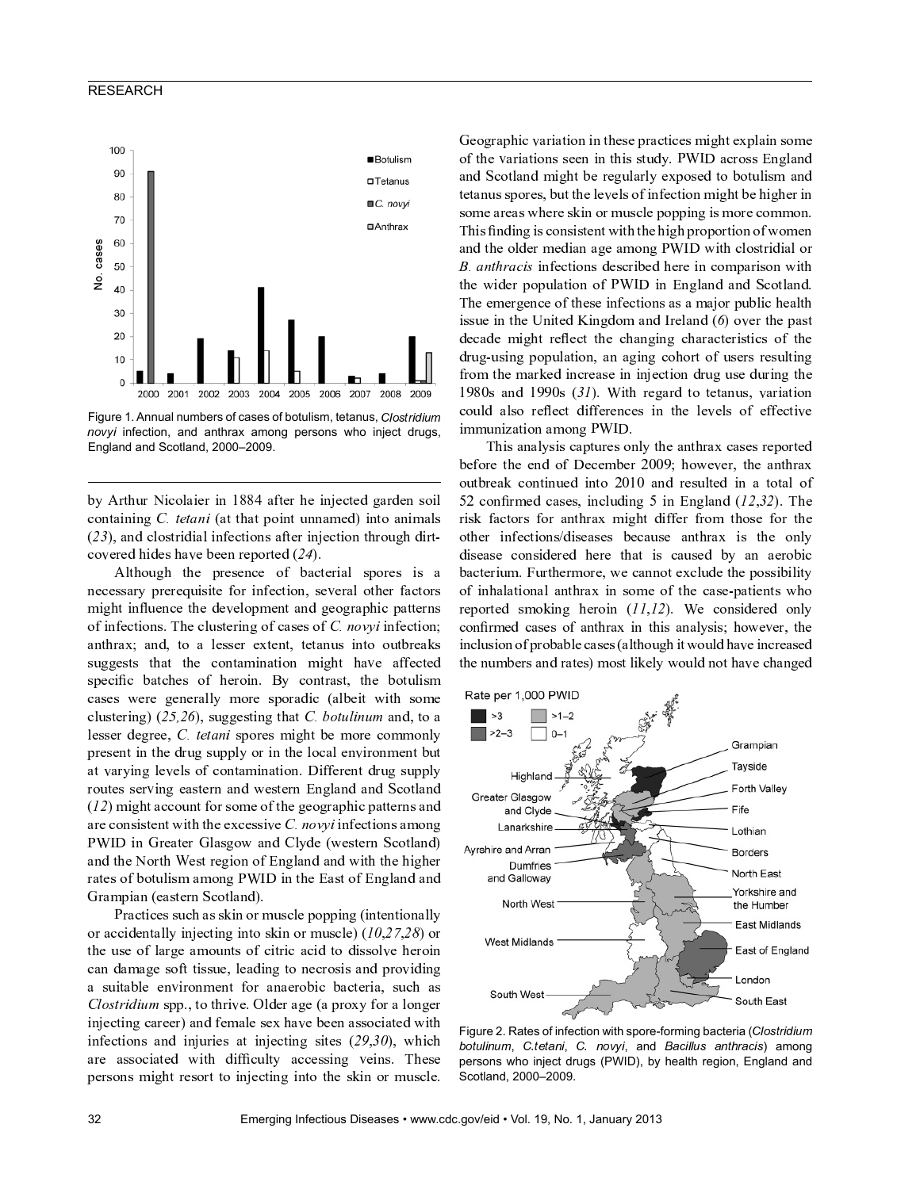Figure 1. Annual numbers of cases of botulism, tetanus, *Clostridium novyi* infection, and anthrax among persons who inject drugs, England and Scotland, 2000–2009.

by Arthur Nicolaier in 1884 after he injected garden soil containing *C. tetani* (at that point unnamed) into animals (*23*), and clostridial infections after injection through dirt-covered hides have been reported (*24*).

Although the presence of bacterial spores is a necessary prerequisite for infection, several other factors might influence the development and geographic patterns of infections. The clustering of cases of *C. novyi* infection; anthrax; and, to a lesser extent, tetanus into outbreaks suggests that the contamination might have affected specific batches of heroin. By contrast, the botulism cases were generally more sporadic (albeit with some clustering) (*25,26*), suggesting that *C. botulinum* and, to a lesser degree, *C. tetani* spores might be more commonly present in the drug supply or in the local environment but at varying levels of contamination. Different drug supply routes serving eastern and western England and Scotland (*12*) might account for some of the geographic patterns and are consistent with the excessive *C. novyi* infections among PWID in Greater Glasgow and Clyde (western Scotland) and the North West region of England and with the higher rates of botulism among PWID in the East of England and Grampian (eastern Scotland).

Practices such as skin or muscle popping (intentionally or accidentally injecting into skin or muscle) (*10,27,28*) or the use of large amounts of citric acid to dissolve heroin can damage soft tissue, leading to necrosis and providing a suitable environment for anaerobic bacteria, such as *Clostridium* spp., to thrive. Older age (a proxy for a longer injecting career) and female sex have been associated with infections and injuries at injecting sites (*29,30*), which are associated with difficulty accessing veins. These persons might resort to injecting into the skin or muscle. Geographic variation in these practices might explain some of the variations seen in this study. PWID across England and Scotland might be regularly exposed to botulism and tetanus spores, but the levels of infection might be higher in some areas where skin or muscle popping is more common. This finding is consistent with the high proportion of women and the older median age among PWID with clostridial or *B. anthracis* infections described here in comparison with the wider population of PWID in England and Scotland. The emergence of these infections as a major public health issue in the United Kingdom and Ireland (*6*) over the past decade might reflect the changing characteristics of the drug-using population, an aging cohort of users resulting from the marked increase in injection drug use during the 1980s and 1990s (*31*). With regard to tetanus, variation could also reflect differences in the levels of effective immunization among PWID.

This analysis captures only the anthrax cases reported before the end of December 2009; however, the anthrax outbreak continued into 2010 and resulted in a total of 52 confirmed cases, including 5 in England (*12,32*). The risk factors for anthrax might differ from those for the other infections/diseases because anthrax is the only disease considered here that is caused by an aerobic bacterium. Furthermore, we cannot exclude the possibility of inhalational anthrax in some of the case-patients who reported smoking heroin (*11,12*). We considered only confirmed cases of anthrax in this analysis; however, the inclusion of probable cases (although it would have increased the numbers and rates) most likely would not have changed

Figure 2. Rates of infection with spore-forming bacteria (*Clostridium botulinum*, *C.tetani*, *C. novyi*, and *Bacillus anthracis*) among persons who inject drugs (PWID), by health region, England and Scotland, 2000–2009.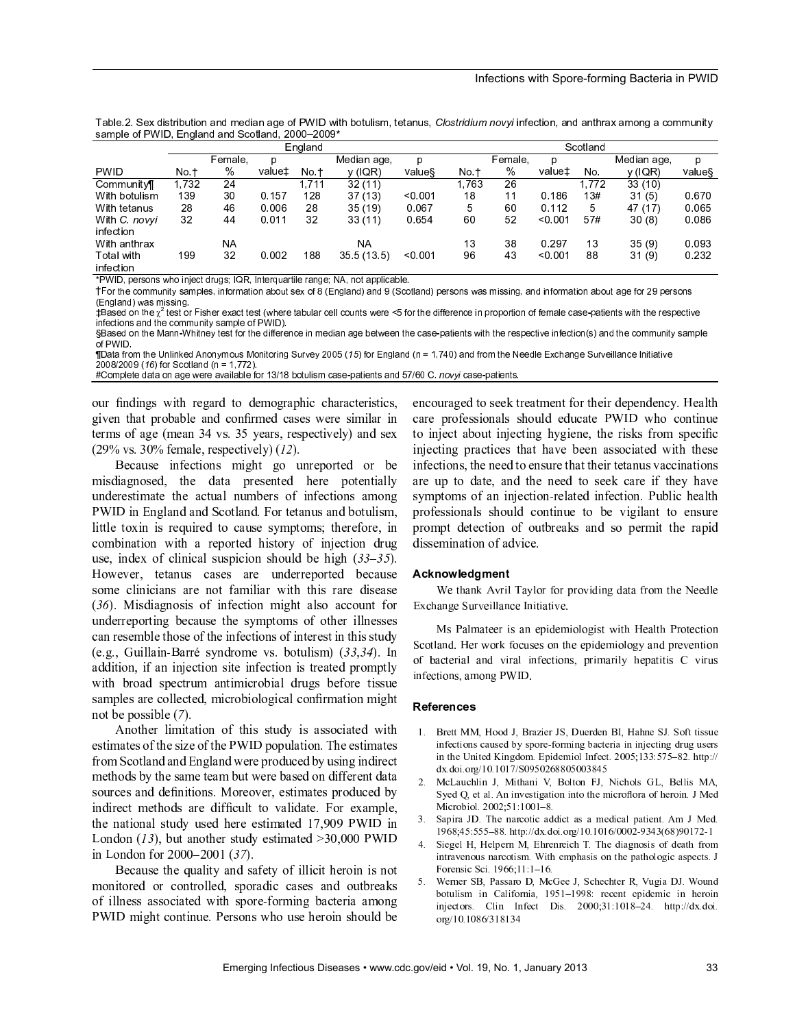Table.2. Sex distribution and median age of PWID with botulism, tetanus, *Clostridium novyi* infection, and anthrax among a community sample of PWID, England and Scotland, 2000–2009*

| | England | | | | | | Scotland | | | | | |
|---|---|---|---|---|---|---|---|---|---|---|---|---|
| PWID | No.† | Female, % | p value‡ | No.† | Median age, y (IQR) | p value§ | No.† | Female, % | p value‡ | No. | Median age, y (IQR) | p value§ |
| Community¶ | 1,732 | 24 | | 1,711 | 32 (11) | | 1,763 | 26 | | 1,772 | 33 (10) | |
| With botulism | 139 | 30 | 0.157 | 128 | 37 (13) | <0.001 | 18 | 11 | 0.186 | 13# | 31 (5) | 0.670 |
| With tetanus | 28 | 46 | 0.006 | 28 | 35 (19) | 0.067 | 5 | 60 | 0.112 | 5 | 47 (17) | 0.065 |
| With *C. novyi* infection | 32 | 44 | 0.011 | 32 | 33 (11) | 0.654 | 60 | 52 | <0.001 | 57# | 30 (8) | 0.086 |
| With anthrax | | NA | | | NA | | 13 | 38 | 0.297 | 13 | 35 (9) | 0.093 |
| Total with infection | 199 | 32 | 0.002 | 188 | 35.5 (13.5) | <0.001 | 96 | 43 | <0.001 | 88 | 31 (9) | 0.232 |

*PWID, persons who inject drugs; IQR, Interquartile range; NA, not applicable.
†For the community samples, information about sex of 8 (England) and 9 (Scotland) persons was missing, and information about age for 29 persons (England) was missing.
‡Based on the $\chi^2$ test or Fisher exact test (where tabular cell counts were <5 for the difference in proportion of female case-patients with the respective infections and the community sample of PWID).
§Based on the Mann-Whitney test for the difference in median age between the case-patients with the respective infection(s) and the community sample of PWID.
¶Data from the Unlinked Anonymous Monitoring Survey 2005 (*15*) for England (n = 1,740) and from the Needle Exchange Surveillance Initiative 2008/2009 (*16*) for Scotland (n = 1,772).
#Complete data on age were available for 13/18 botulism case-patients and 57/60 *C. novyi* case-patients.

our findings with regard to demographic characteristics, given that probable and confirmed cases were similar in terms of age (mean 34 vs. 35 years, respectively) and sex (29% vs. 30% female, respectively) (*12*).

Because infections might go unreported or be misdiagnosed, the data presented here potentially underestimate the actual numbers of infections among PWID in England and Scotland. For tetanus and botulism, little toxin is required to cause symptoms; therefore, in combination with a reported history of injection drug use, index of clinical suspicion should be high (*33*–*35*). However, tetanus cases are underreported because some clinicians are not familiar with this rare disease (*36*). Misdiagnosis of infection might also account for underreporting because the symptoms of other illnesses can resemble those of the infections of interest in this study (e.g., Guillain-Barré syndrome vs. botulism) (*33*,*34*). In addition, if an injection site infection is treated promptly with broad spectrum antimicrobial drugs before tissue samples are collected, microbiological confirmation might not be possible (*7*).

Another limitation of this study is associated with estimates of the size of the PWID population. The estimates from Scotland and England were produced by using indirect methods by the same team but were based on different data sources and definitions. Moreover, estimates produced by indirect methods are difficult to validate. For example, the national study used here estimated 17,909 PWID in London (*13*), but another study estimated >30,000 PWID in London for 2000–2001 (*37*).

Because the quality and safety of illicit heroin is not monitored or controlled, sporadic cases and outbreaks of illness associated with spore-forming bacteria among PWID might continue. Persons who use heroin should be encouraged to seek treatment for their dependency. Health care professionals should educate PWID who continue to inject about injecting hygiene, the risks from specific injecting practices that have been associated with these infections, the need to ensure that their tetanus vaccinations are up to date, and the need to seek care if they have symptoms of an injection-related infection. Public health professionals should continue to be vigilant to ensure prompt detection of outbreaks and so permit the rapid dissemination of advice.

### Acknowledgment

We thank Avril Taylor for providing data from the Needle Exchange Surveillance Initiative.

Ms Palmateer is an epidemiologist with Health Protection Scotland. Her work focuses on the epidemiology and prevention of bacterial and viral infections, primarily hepatitis C virus infections, among PWID.

### References

1. Brett MM, Hood J, Brazier JS, Duerden BI, Hahne SJ. Soft tissue infections caused by spore-forming bacteria in injecting drug users in the United Kingdom. Epidemiol Infect. 2005;133:575–82. http://dx.doi.org/10.1017/S0950268805003845
2. McLauchlin J, Mithani V, Bolton FJ, Nichols GL, Bellis MA, Syed Q, et al. An investigation into the microflora of heroin. J Med Microbiol. 2002;51:1001–8.
3. Sapira JD. The narcotic addict as a medical patient. Am J Med. 1968;45:555–88. http://dx.doi.org/10.1016/0002-9343(68)90172-1
4. Siegel H, Helpern M, Ehrenreich T. The diagnosis of death from intravenous narcotism. With emphasis on the pathologic aspects. J Forensic Sci. 1966;11:1–16.
5. Werner SB, Passaro D, McGee J, Schechter R, Vugia DJ. Wound botulism in California, 1951–1998: recent epidemic in heroin injectors. Clin Infect Dis. 2000;31:1018–24. http://dx.doi.org/10.1086/318134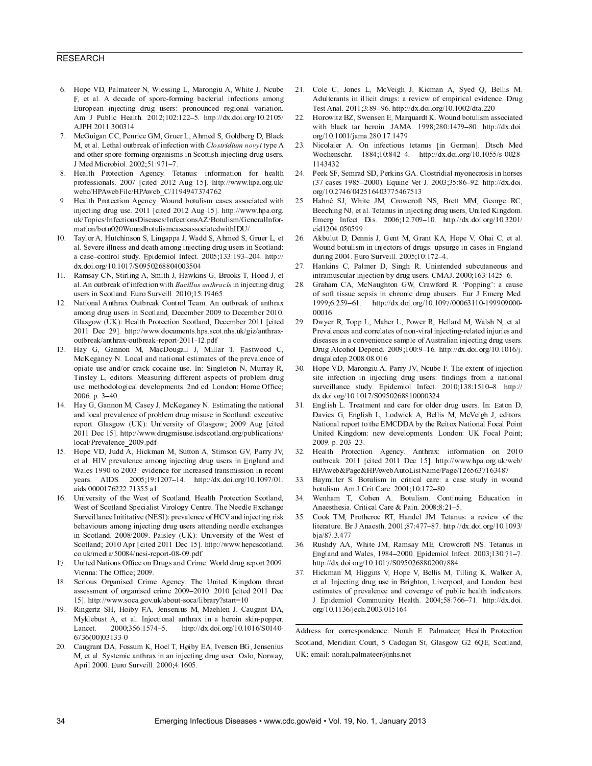6. Hope VD, Palmateer N, Wiessing L, Marongiu A, White J, Ncube F, et al. A decade of spore-forming bacterial infections among European injecting drug users: pronounced regional variation. Am J Public Health. 2012;102:122–5. http://dx.doi.org/10.2105/AJPH.2011.300314
7. McGuigan CC, Penrice GM, Gruer L, Ahmed S, Goldberg D, Black M, et al. Lethal outbreak of infection with *Clostridium novyi* type A and other spore-forming organisms in Scottish injecting drug users. J Med Microbiol. 2002;51:971–7.
8. Health Protection Agency. Tetanus: information for health professionals. 2007 [cited 2012 Aug 15]. http://www.hpa.org.uk/webc/HPAwebFile/HPAweb_C/1194947374762
9. Health Protection Agency. Wound botulism cases associated with injecting drug use. 2011 [cited 2012 Aug 15]. http://www.hpa.org.uk/Topics/InfectiousDiseases/InfectionsAZ/Botulism/GeneralInformation/botu020WoundbotulismcasesassociatedwithIDU/
10. Taylor A, Hutchinson S, Lingappa J, Wadd S, Ahmed S, Gruer L, et al. Severe illness and death among injecting drug users in Scotland: a case–control study. Epidemiol Infect. 2005;133:193–204. http://dx.doi.org/10.1017/S0950268804003504
11. Ramsay CN, Stirling A, Smith J, Hawkins G, Brooks T, Hood J, et al. An outbreak of infection with *Bacillus anthracis* in injecting drug users in Scotland. Euro Surveill. 2010;15:19465.
12. National Anthrax Outbreak Control Team. An outbreak of anthrax among drug users in Scotland, December 2009 to December 2010. Glasgow (UK): Health Protection Scotland, December 2011 [cited 2011 Dec 29]. http://www.documents.hps.scot.nhs.uk/giz/anthrax-outbreak/anthrax-outbreak-report-2011-12.pdf
13. Hay G, Gannon M, MacDougall J, Millar T, Eastwood C, McKeganey N. Local and national estimates of the prevalence of opiate use and/or crack cocaine use. In: Singleton N, Murray R, Tinsley L, editors. Measuring different aspects of problem drug use: methodological developments. 2nd ed. London: Home Office; 2006. p. 3–40.
14. Hay G, Gannon M, Casey J, McKeganey N. Estimating the national and local prevalence of problem drug misuse in Scotland: executive report. Glasgow (UK): University of Glasgow; 2009 Aug [cited 2011 Dec 15]. http://www.drugmisuse.isdscotland.org/publications/local/Prevalence_2009.pdf
15. Hope VD, Judd A, Hickman M, Sutton A, Stimson GV, Parry JV, et al. HIV prevalence among injecting drug users in England and Wales 1990 to 2003: evidence for increased transmission in recent years. AIDS. 2005;19:1207–14. http://dx.doi.org/10.1097/01.aids.0000176222.71355.a1
16. University of the West of Scotland, Health Protection Scotland, West of Scotland Specialist Virology Centre. The Needle Exchange Surveillance Inititative (NESI): prevalence of HCV and injecting risk behaviours among injecting drug users attending needle exchanges in Scotland, 2008/2009. Paisley (UK): University of the West of Scotland; 2010 Apr [cited 2011 Dec 15]. http://www.hepcscotland.co.uk/media/50084/nesi-report-08-09.pdf
17. United Nations Office on Drugs and Crime. World drug report 2009. Vienna: The Office; 2009.
18. Serious Organised Crime Agency. The United Kingdom threat assessment of organised crime 2009–2010. 2010 [cited 2011 Dec 15]. http://www.soca.gov.uk/about-soca/library?start=10
19. Ringertz SH, Hoiby EA, Jensenius M, Maehlen J, Caugant DA, Myklebust A, et al. Injectional anthrax in a heroin skin-popper. Lancet. 2000;356:1574–5. http://dx.doi.org/10.1016/S0140-6736(00)03133-0
20. Caugrant DA, Fossum K, Hoel T, Høiby EA, Iversen BG, Jensenius M, et al. Systemic anthrax in an injecting drug user: Oslo, Norway, April 2000. Euro Surveill. 2000;4:1605.
21. Cole C, Jones L, McVeigh J, Kicman A, Syed Q, Bellis M. Adulterants in illicit drugs: a review of empirical evidence. Drug Test Anal. 2011;3:89–96. http://dx.doi.org/10.1002/dta.220
22. Horowitz BZ, Swensen E, Marquardt K. Wound botulism associated with black tar heroin. JAMA. 1998;280:1479–80. http://dx.doi.org/10.1001/jama.280.17.1479
23. Nicolaier A. On infectious tetanus [in German]. Dtsch Med Wochenschr. 1884;10:842–4. http://dx.doi.org/10.1055/s-0028-1143432
24. Peek SF, Semrad SD, Perkins GA. Clostridial myonecrosis in horses (37 cases 1985–2000). Equine Vet J. 2003;35:86–92. http://dx.doi.org/10.2746/042516403775467513
25. Hahné SJ, White JM, Crowcroft NS, Brett MM, George RC, Beeching NJ, et al. Tetanus in injecting drug users, United Kingdom. Emerg Infect Dis. 2006;12:709–10. http://dx.doi.org/10.3201/eid1204.050599
26. Akbulut D, Dennis J, Gent M, Grant KA, Hope V, Ohai C, et al. Wound botulism in injectors of drugs: upsurge in cases in England during 2004. Euro Surveill. 2005;10:172–4.
27. Hankins C, Palmer D, Singh R. Unintended subcutaneous and intramuscular injection by drug users. CMAJ. 2000;163:1425–6.
28. Graham CA, McNaughton GW, Crawford R. 'Popping': a cause of soft tissue sepsis in chronic drug abusers. Eur J Emerg Med. 1999;6:259–61. http://dx.doi.org/10.1097/00063110-199909000-00016
29. Dwyer R, Topp L, Maher L, Power R, Hellard M, Walsh N, et al. Prevalences and correlates of non-viral injecting-related injuries and diseases in a convenience sample of Australian injecting drug users. Drug Alcohol Depend. 2009;100:9–16. http://dx.doi.org/10.1016/j.drugalcdep.2008.08.016
30. Hope VD, Marongiu A, Parry JV, Ncube F. The extent of injection site infection in injecting drug users: findings from a national surveillance study. Epidemiol Infect. 2010;138:1510–8. http://dx.doi.org/10.1017/S0950268810000324
31. English L. Treatment and care for older drug users. In: Eaton D, Davies G, English L, Lodwick A, Bellis M, McVeigh J, editors. National report to the EMCDDA by the Reitox National Focal Point United Kingdom: new developments. London: UK Focal Point; 2009. p. 203–23.
32. Health Protection Agency. Anthrax: information on 2010 outbreak. 2011 [cited 2011 Dec 15]. http://www.hpa.org.uk/web/HPAweb&Page&HPAwebAutoListName/Page/1265637163487
33. Baymiller S. Botulism in critical care: a case study in wound botulism. Am J Crit Care. 2001;10:172–80.
34. Wenham T, Cohen A. Botulism. Continuing Education in Anaesthesia. Critical Care & Pain. 2008;8:21–5.
35. Cook TM, Protheroe RT, Handel JM. Tetanus: a review of the literature. Br J Anaesth. 2001;87:477–87. http://dx.doi.org/10.1093/bja/87.3.477
36. Rushdy AA, White JM, Ramsay ME, Crowcroft NS. Tetanus in England and Wales, 1984–2000. Epidemiol Infect. 2003;130:71–7. http://dx.doi.org/10.1017/S0950268802007884
37. Hickman M, Higgins V, Hope V, Bellis M, Tilling K, Walker A, et al. Injecting drug use in Brighton, Liverpool, and London: best estimates of prevalence and coverage of public health indicators. J Epidemiol Community Health. 2004;58:766–71. http://dx.doi.org/10.1136/jech.2003.015164

Address for correspondence: Norah E. Palmateer, Health Protection Scotland, Meridian Court, 5 Cadogan St, Glasgow G2 6QE, Scotland, UK; email: norah.palmateer@nhs.net